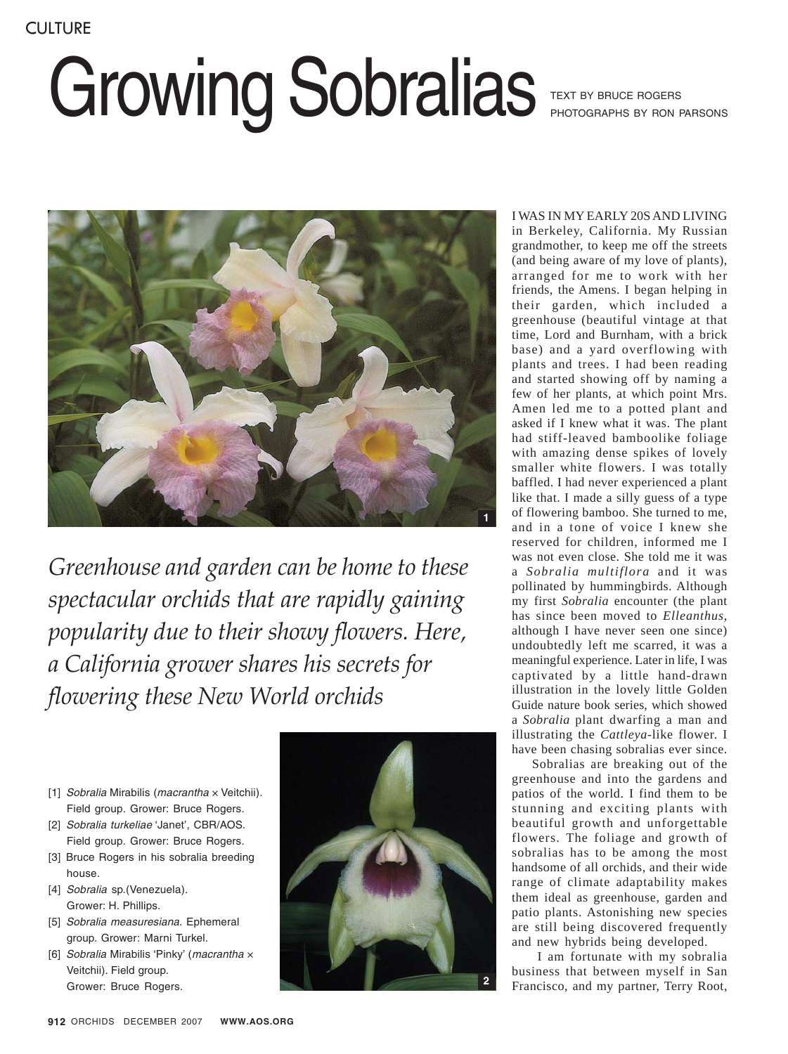CULTURE

# Growing Sobralias

TEXT BY BRUCE ROGERS
PHOTOGRAPHS BY RON PARSONS

*Greenhouse and garden can be home to these spectacular orchids that are rapidly gaining popularity due to their showy flowers. Here, a California grower shares his secrets for flowering these New World orchids*

[1] *Sobralia* Mirabilis (*macrantha* × Veitchii). Field group. Grower: Bruce Rogers.
[2] *Sobralia turkeliae* 'Janet', CBR/AOS. Field group. Grower: Bruce Rogers.
[3] Bruce Rogers in his sobralia breeding house.
[4] *Sobralia* sp.(Venezuela). Grower: H. Phillips.
[5] *Sobralia measuresiana*. Ephemeral group. Grower: Marni Turkel.
[6] *Sobralia* Mirabilis 'Pinky' (*macrantha* × Veitchii). Field group. Grower: Bruce Rogers.

I WAS IN MY EARLY 20S AND LIVING in Berkeley, California. My Russian grandmother, to keep me off the streets (and being aware of my love of plants), arranged for me to work with her friends, the Amens. I began helping in their garden, which included a greenhouse (beautiful vintage at that time, Lord and Burnham, with a brick base) and a yard overflowing with plants and trees. I had been reading and started showing off by naming a few of her plants, at which point Mrs. Amen led me to a potted plant and asked if I knew what it was. The plant had stiff-leaved bamboolike foliage with amazing dense spikes of lovely smaller white flowers. I was totally baffled. I had never experienced a plant like that. I made a silly guess of a type of flowering bamboo. She turned to me, and in a tone of voice I knew she reserved for children, informed me I was not even close. She told me it was a *Sobralia multiflora* and it was pollinated by hummingbirds. Although my first *Sobralia* encounter (the plant has since been moved to *Elleanthus*, although I have never seen one since) undoubtedly left me scarred, it was a meaningful experience. Later in life, I was captivated by a little hand-drawn illustration in the lovely little Golden Guide nature book series, which showed a *Sobralia* plant dwarfing a man and illustrating the *Cattleya*-like flower. I have been chasing sobralias ever since.

Sobralias are breaking out of the greenhouse and into the gardens and patios of the world. I find them to be stunning and exciting plants with beautiful growth and unforgettable flowers. The foliage and growth of sobralias has to be among the most handsome of all orchids, and their wide range of climate adaptability makes them ideal as greenhouse, garden and patio plants. Astonishing new species are still being discovered frequently and new hybrids being developed.

I am fortunate with my sobralia business that between myself in San Francisco, and my partner, Terry Root,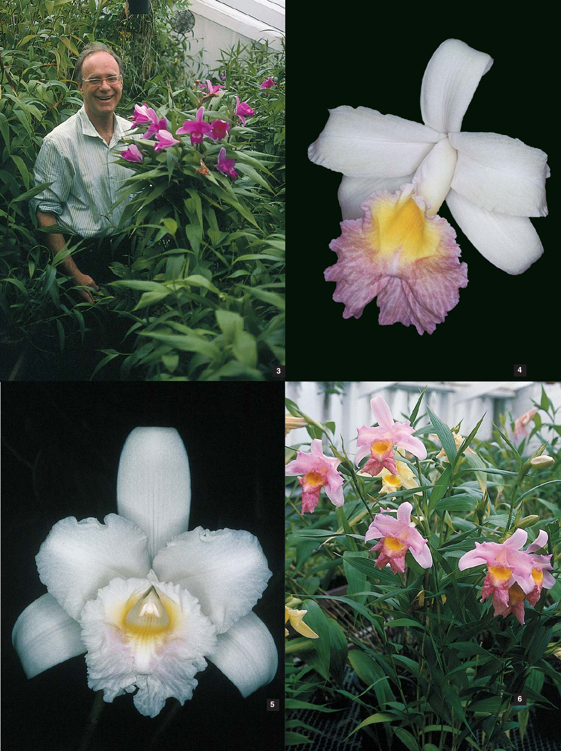3

4

5

6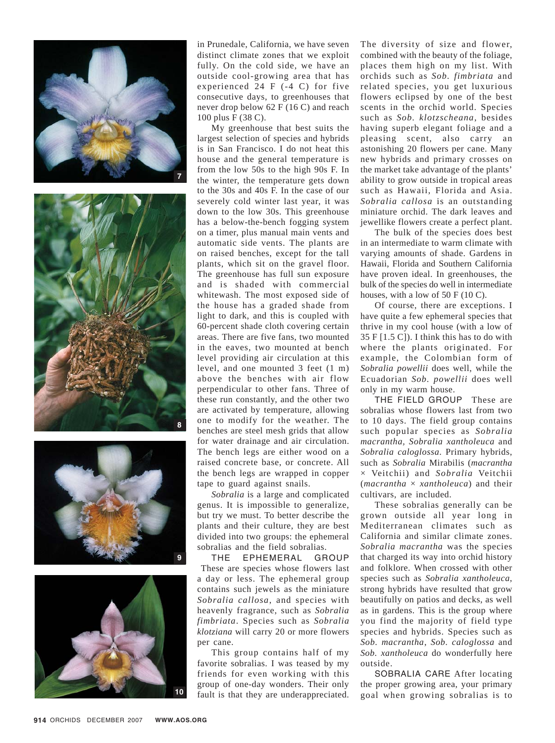in Prunedale, California, we have seven distinct climate zones that we exploit fully. On the cold side, we have an outside cool-growing area that has experienced 24 F (-4 C) for five consecutive days, to greenhouses that never drop below 62 F (16 C) and reach 100 plus F (38 C).

My greenhouse that best suits the largest selection of species and hybrids is in San Francisco. I do not heat this house and the general temperature is from the low 50s to the high 90s F. In the winter, the temperature gets down to the 30s and 40s F. In the case of our severely cold winter last year, it was down to the low 30s. This greenhouse has a below-the-bench fogging system on a timer, plus manual main vents and automatic side vents. The plants are on raised benches, except for the tall plants, which sit on the gravel floor. The greenhouse has full sun exposure and is shaded with commercial whitewash. The most exposed side of the house has a graded shade from light to dark, and this is coupled with 60-percent shade cloth covering certain areas. There are five fans, two mounted in the eaves, two mounted at bench level providing air circulation at this level, and one mounted 3 feet (1 m) above the benches with air flow perpendicular to other fans. Three of these run constantly, and the other two are activated by temperature, allowing one to modify for the weather. The benches are steel mesh grids that allow for water drainage and air circulation. The bench legs are either wood on a raised concrete base, or concrete. All the bench legs are wrapped in copper tape to guard against snails.

*Sobralia* is a large and complicated genus. It is impossible to generalize, but try we must. To better describe the plants and their culture, they are best divided into two groups: the ephemeral sobralias and the field sobralias.

THE EPHEMERAL GROUP These are species whose flowers last a day or less. The ephemeral group contains such jewels as the miniature *Sobralia callosa*, and species with heavenly fragrance, such as *Sobralia fimbriata*. Species such as *Sobralia klotziana* will carry 20 or more flowers per cane.

This group contains half of my favorite sobralias. I was teased by my friends for even working with this group of one-day wonders. Their only fault is that they are underappreciated. The diversity of size and flower, combined with the beauty of the foliage, places them high on my list. With orchids such as *Sob. fimbriata* and related species, you get luxurious flowers eclipsed by one of the best scents in the orchid world. Species such as *Sob. klotzscheana*, besides having superb elegant foliage and a pleasing scent, also carry an astonishing 20 flowers per cane. Many new hybrids and primary crosses on the market take advantage of the plants' ability to grow outside in tropical areas such as Hawaii, Florida and Asia. *Sobralia callosa* is an outstanding miniature orchid. The dark leaves and jewellike flowers create a perfect plant.

The bulk of the species does best in an intermediate to warm climate with varying amounts of shade. Gardens in Hawaii, Florida and Southern California have proven ideal. In greenhouses, the bulk of the species do well in intermediate houses, with a low of 50 F (10 C).

Of course, there are exceptions. I have quite a few ephemeral species that thrive in my cool house (with a low of 35 F [1.5 C]). I think this has to do with where the plants originated. For example, the Colombian form of *Sobralia powellii* does well, while the Ecuadorian *Sob. powellii* does well only in my warm house.

THE FIELD GROUP These are sobralias whose flowers last from two to 10 days. The field group contains such popular species as *Sobralia macrantha*, *Sobralia xantholeuca* and *Sobralia caloglossa*. Primary hybrids, such as *Sobralia* Mirabilis (*macrantha* × Veitchii) and *Sobralia* Veitchii (*macrantha* × *xantholeuca*) and their cultivars, are included.

These sobralias generally can be grown outside all year long in Mediterranean climates such as California and similar climate zones. *Sobralia macrantha* was the species that charged its way into orchid history and folklore. When crossed with other species such as *Sobralia xantholeuca*, strong hybrids have resulted that grow beautifully on patios and decks, as well as in gardens. This is the group where you find the majority of field type species and hybrids. Species such as *Sob. macrantha*, *Sob. caloglossa* and *Sob. xantholeuca* do wonderfully here outside.

SOBRALIA CARE After locating the proper growing area, your primary goal when growing sobralias is to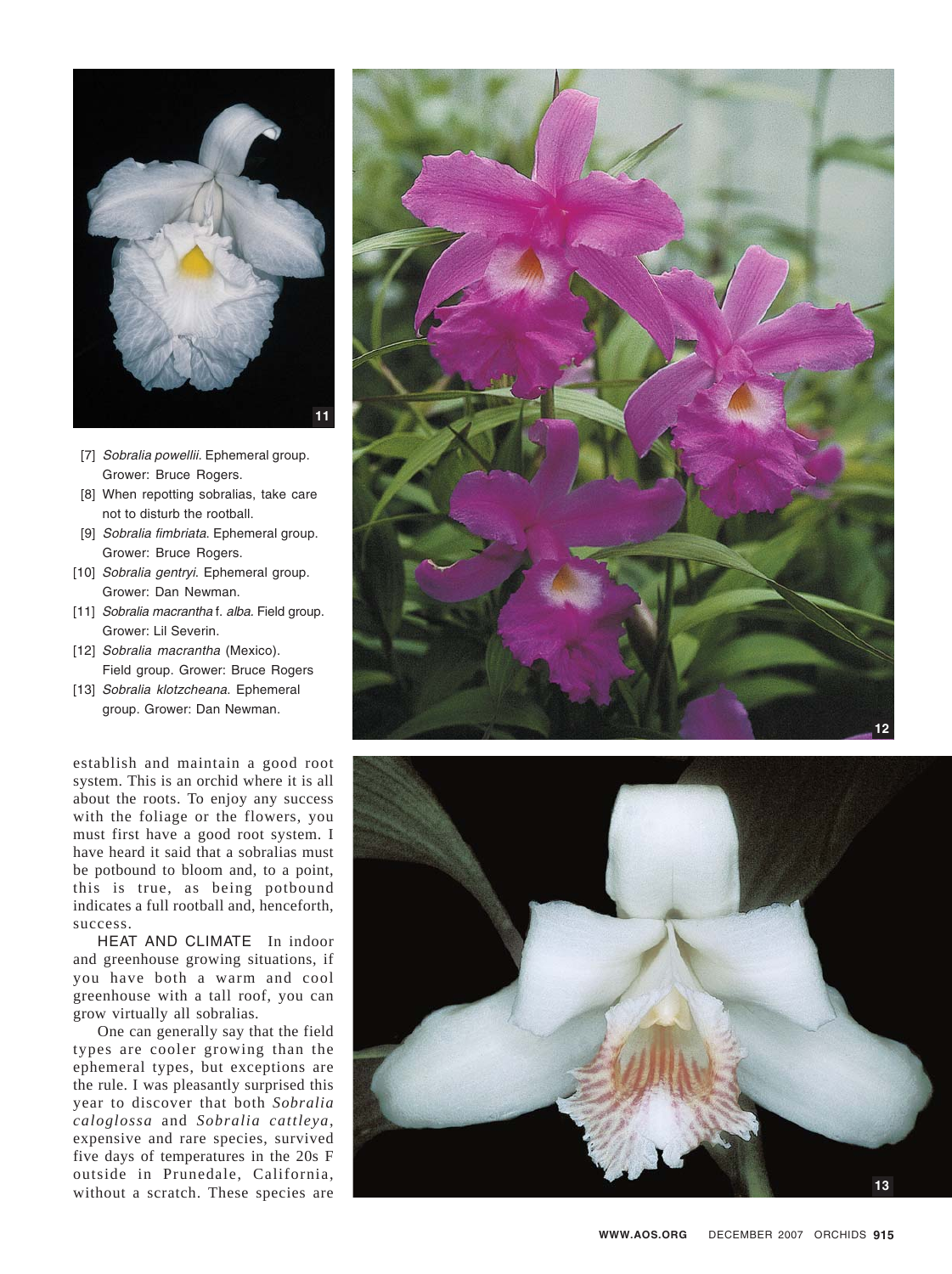[7] *Sobralia powellii*. Ephemeral group. Grower: Bruce Rogers.

[8] When repotting sobralias, take care not to disturb the rootball.

[9] *Sobralia fimbriata*. Ephemeral group. Grower: Bruce Rogers.

[10] *Sobralia gentryi*. Ephemeral group. Grower: Dan Newman.

[11] *Sobralia macrantha* f. *alba*. Field group. Grower: Lil Severin.

[12] *Sobralia macrantha* (Mexico). Field group. Grower: Bruce Rogers

[13] *Sobralia klotzcheana*. Ephemeral group. Grower: Dan Newman.

establish and maintain a good root system. This is an orchid where it is all about the roots. To enjoy any success with the foliage or the flowers, you must first have a good root system. I have heard it said that a sobralias must be potbound to bloom and, to a point, this is true, as being potbound indicates a full rootball and, henceforth, success.

HEAT AND CLIMATE In indoor and greenhouse growing situations, if you have both a warm and cool greenhouse with a tall roof, you can grow virtually all sobralias.

One can generally say that the field types are cooler growing than the ephemeral types, but exceptions are the rule. I was pleasantly surprised this year to discover that both *Sobralia caloglossa* and *Sobralia cattleya*, expensive and rare species, survived five days of temperatures in the 20s F outside in Prunedale, California, without a scratch. These species are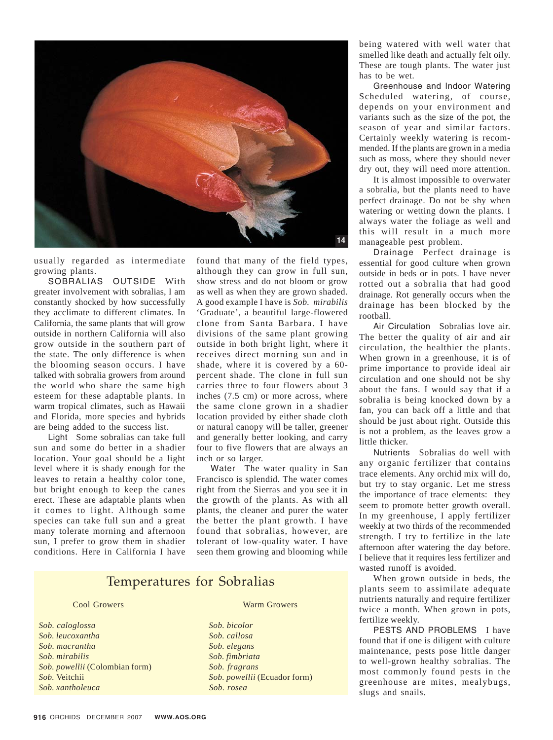usually regarded as intermediate growing plants.

SOBRALIAS OUTSIDE With greater involvement with sobralias, I am constantly shocked by how successfully they acclimate to different climates. In California, the same plants that will grow outside in northern California will also grow outside in the southern part of the state. The only difference is when the blooming season occurs. I have talked with sobralia growers from around the world who share the same high esteem for these adaptable plants. In warm tropical climates, such as Hawaii and Florida, more species and hybrids are being added to the success list.

Light Some sobralias can take full sun and some do better in a shadier location. Your goal should be a light level where it is shady enough for the leaves to retain a healthy color tone, but bright enough to keep the canes erect. These are adaptable plants when it comes to light. Although some species can take full sun and a great many tolerate morning and afternoon sun, I prefer to grow them in shadier conditions. Here in California I have found that many of the field types, although they can grow in full sun, show stress and do not bloom or grow as well as when they are grown shaded. A good example I have is *Sob. mirabilis* 'Graduate', a beautiful large-flowered clone from Santa Barbara. I have divisions of the same plant growing outside in both bright light, where it receives direct morning sun and in shade, where it is covered by a 60-percent shade. The clone in full sun carries three to four flowers about 3 inches (7.5 cm) or more across, where the same clone grown in a shadier location provided by either shade cloth or natural canopy will be taller, greener and generally better looking, and carry four to five flowers that are always an inch or so larger.

Water The water quality in San Francisco is splendid. The water comes right from the Sierras and you see it in the growth of the plants. As with all plants, the cleaner and purer the water the better the plant growth. I have found that sobralias, however, are tolerant of low-quality water. I have seen them growing and blooming while being watered with well water that smelled like death and actually felt oily. These are tough plants. The water just has to be wet.

Greenhouse and Indoor Watering Scheduled watering, of course, depends on your environment and variants such as the size of the pot, the season of year and similar factors. Certainly weekly watering is recommended. If the plants are grown in a media such as moss, where they should never dry out, they will need more attention.

It is almost impossible to overwater a sobralia, but the plants need to have perfect drainage. Do not be shy when watering or wetting down the plants. I always water the foliage as well and this will result in a much more manageable pest problem.

Drainage Perfect drainage is essential for good culture when grown outside in beds or in pots. I have never rotted out a sobralia that had good drainage. Rot generally occurs when the drainage has been blocked by the rootball.

Air Circulation Sobralias love air. The better the quality of air and air circulation, the healthier the plants. When grown in a greenhouse, it is of prime importance to provide ideal air circulation and one should not be shy about the fans. I would say that if a sobralia is being knocked down by a fan, you can back off a little and that should be just about right. Outside this is not a problem, as the leaves grow a little thicker.

Nutrients Sobralias do well with any organic fertilizer that contains trace elements. Any orchid mix will do, but try to stay organic. Let me stress the importance of trace elements: they seem to promote better growth overall. In my greenhouse, I apply fertilizer weekly at two thirds of the recommended strength. I try to fertilize in the late afternoon after watering the day before. I believe that it requires less fertilizer and wasted runoff is avoided.

When grown outside in beds, the plants seem to assimilate adequate nutrients naturally and require fertilizer twice a month. When grown in pots, fertilize weekly.

PESTS AND PROBLEMS I have found that if one is diligent with culture maintenance, pests pose little danger to well-grown healthy sobralias. The most commonly found pests in the greenhouse are mites, mealybugs, slugs and snails.

## Temperatures for Sobralias

| Cool Growers | Warm Growers |
|---|---|
| *Sob. caloglossa* | *Sob. bicolor* |
| *Sob. leucoxantha* | *Sob. callosa* |
| *Sob. macrantha* | *Sob. elegans* |
| *Sob. mirabilis* | *Sob. fimbriata* |
| *Sob. powellii* (Colombian form) | *Sob. fragrans* |
| *Sob.* Veitchii | *Sob. powellii* (Ecuador form) |
| *Sob. xantholeuca* | *Sob. rosea* |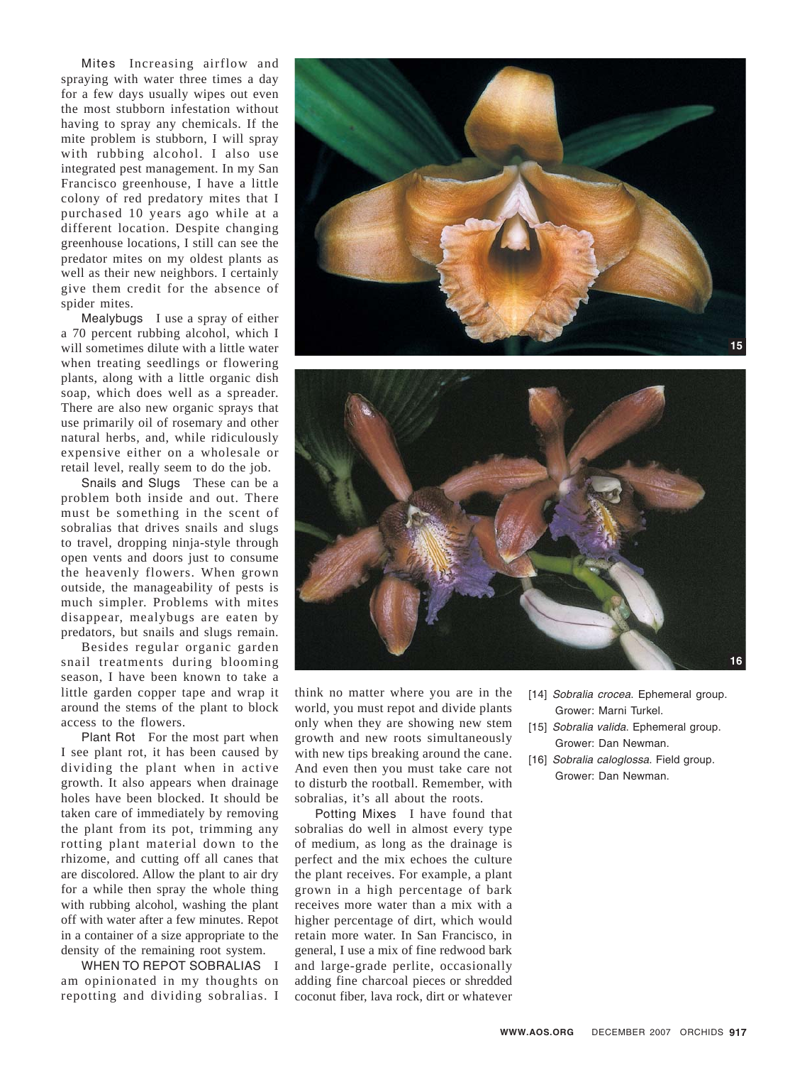**Mites** Increasing airflow and spraying with water three times a day for a few days usually wipes out even the most stubborn infestation without having to spray any chemicals. If the mite problem is stubborn, I will spray with rubbing alcohol. I also use integrated pest management. In my San Francisco greenhouse, I have a little colony of red predatory mites that I purchased 10 years ago while at a different location. Despite changing greenhouse locations, I still can see the predator mites on my oldest plants as well as their new neighbors. I certainly give them credit for the absence of spider mites.

**Mealybugs** I use a spray of either a 70 percent rubbing alcohol, which I will sometimes dilute with a little water when treating seedlings or flowering plants, along with a little organic dish soap, which does well as a spreader. There are also new organic sprays that use primarily oil of rosemary and other natural herbs, and, while ridiculously expensive either on a wholesale or retail level, really seem to do the job.

**Snails and Slugs** These can be a problem both inside and out. There must be something in the scent of sobralias that drives snails and slugs to travel, dropping ninja-style through open vents and doors just to consume the heavenly flowers. When grown outside, the manageability of pests is much simpler. Problems with mites disappear, mealybugs are eaten by predators, but snails and slugs remain.

Besides regular organic garden snail treatments during blooming season, I have been known to take a little garden copper tape and wrap it around the stems of the plant to block access to the flowers.

**Plant Rot** For the most part when I see plant rot, it has been caused by dividing the plant when in active growth. It also appears when drainage holes have been blocked. It should be taken care of immediately by removing the plant from its pot, trimming any rotting plant material down to the rhizome, and cutting off all canes that are discolored. Allow the plant to air dry for a while then spray the whole thing with rubbing alcohol, washing the plant off with water after a few minutes. Repot in a container of a size appropriate to the density of the remaining root system.

**WHEN TO REPOT SOBRALIAS** I am opinionated in my thoughts on repotting and dividing sobralias. I think no matter where you are in the world, you must repot and divide plants only when they are showing new stem growth and new roots simultaneously with new tips breaking around the cane. And even then you must take care not to disturb the rootball. Remember, with sobralias, it's all about the roots.

**Potting Mixes** I have found that sobralias do well in almost every type of medium, as long as the drainage is perfect and the mix echoes the culture the plant receives. For example, a plant grown in a high percentage of bark receives more water than a mix with a higher percentage of dirt, which would retain more water. In San Francisco, in general, I use a mix of fine redwood bark and large-grade perlite, occasionally adding fine charcoal pieces or shredded coconut fiber, lava rock, dirt or whatever

[14] *Sobralia crocea.* Ephemeral group. Grower: Marni Turkel.

[15] *Sobralia valida.* Ephemeral group. Grower: Dan Newman.

[16] *Sobralia caloglossa.* Field group. Grower: Dan Newman.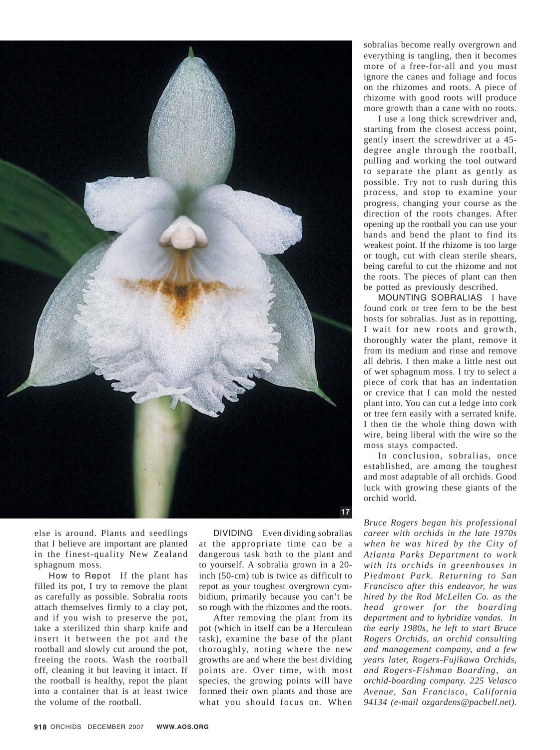else is around. Plants and seedlings that I believe are important are planted in the finest-quality New Zealand sphagnum moss.

**How to Repot** If the plant has filled its pot, I try to remove the plant as carefully as possible. Sobralia roots attach themselves firmly to a clay pot, and if you wish to preserve the pot, take a sterilized thin sharp knife and insert it between the pot and the rootball and slowly cut around the pot, freeing the roots. Wash the rootball off, cleaning it but leaving it intact. If the rootball is healthy, repot the plant into a container that is at least twice the volume of the rootball.

**DIVIDING** Even dividing sobralias at the appropriate time can be a dangerous task both to the plant and to yourself. A sobralia grown in a 20-inch (50-cm) tub is twice as difficult to repot as your toughest overgrown cymbidium, primarily because you can't be so rough with the rhizomes and the roots.

After removing the plant from its pot (which in itself can be a Herculean task), examine the base of the plant thoroughly, noting where the new growths are and where the best dividing points are. Over time, with most species, the growing points will have formed their own plants and those are what you should focus on. When sobralias become really overgrown and everything is tangling, then it becomes more of a free-for-all and you must ignore the canes and foliage and focus on the rhizomes and roots. A piece of rhizome with good roots will produce more growth than a cane with no roots.

I use a long thick screwdriver and, starting from the closest access point, gently insert the screwdriver at a 45-degree angle through the rootball, pulling and working the tool outward to separate the plant as gently as possible. Try not to rush during this process, and stop to examine your progress, changing your course as the direction of the roots changes. After opening up the rootball you can use your hands and bend the plant to find its weakest point. If the rhizome is too large or tough, cut with clean sterile shears, being careful to cut the rhizome and not the roots. The pieces of plant can then be potted as previously described.

**MOUNTING SOBRALIAS** I have found cork or tree fern to be the best hosts for sobralias. Just as in repotting, I wait for new roots and growth, thoroughly water the plant, remove it from its medium and rinse and remove all debris. I then make a little nest out of wet sphagnum moss. I try to select a piece of cork that has an indentation or crevice that I can mold the nested plant into. You can cut a ledge into cork or tree fern easily with a serrated knife. I then tie the whole thing down with wire, being liberal with the wire so the moss stays compacted.

In conclusion, sobralias, once established, are among the toughest and most adaptable of all orchids. Good luck with growing these giants of the orchid world.

*Bruce Rogers began his professional career with orchids in the late 1970s when he was hired by the City of Atlanta Parks Department to work with its orchids in greenhouses in Piedmont Park. Returning to San Francisco after this endeavor, he was hired by the Rod McLellen Co. as the head grower for the boarding department and to hybridize vandas. In the early 1980s, he left to start Bruce Rogers Orchids, an orchid consulting and management company, and a few years later, Rogers-Fujikawa Orchids, and Rogers-Fishman Boarding, an orchid-boarding company. 225 Velasco Avenue, San Francisco, California 94134 (e-mail ozgardens@pacbell.net).*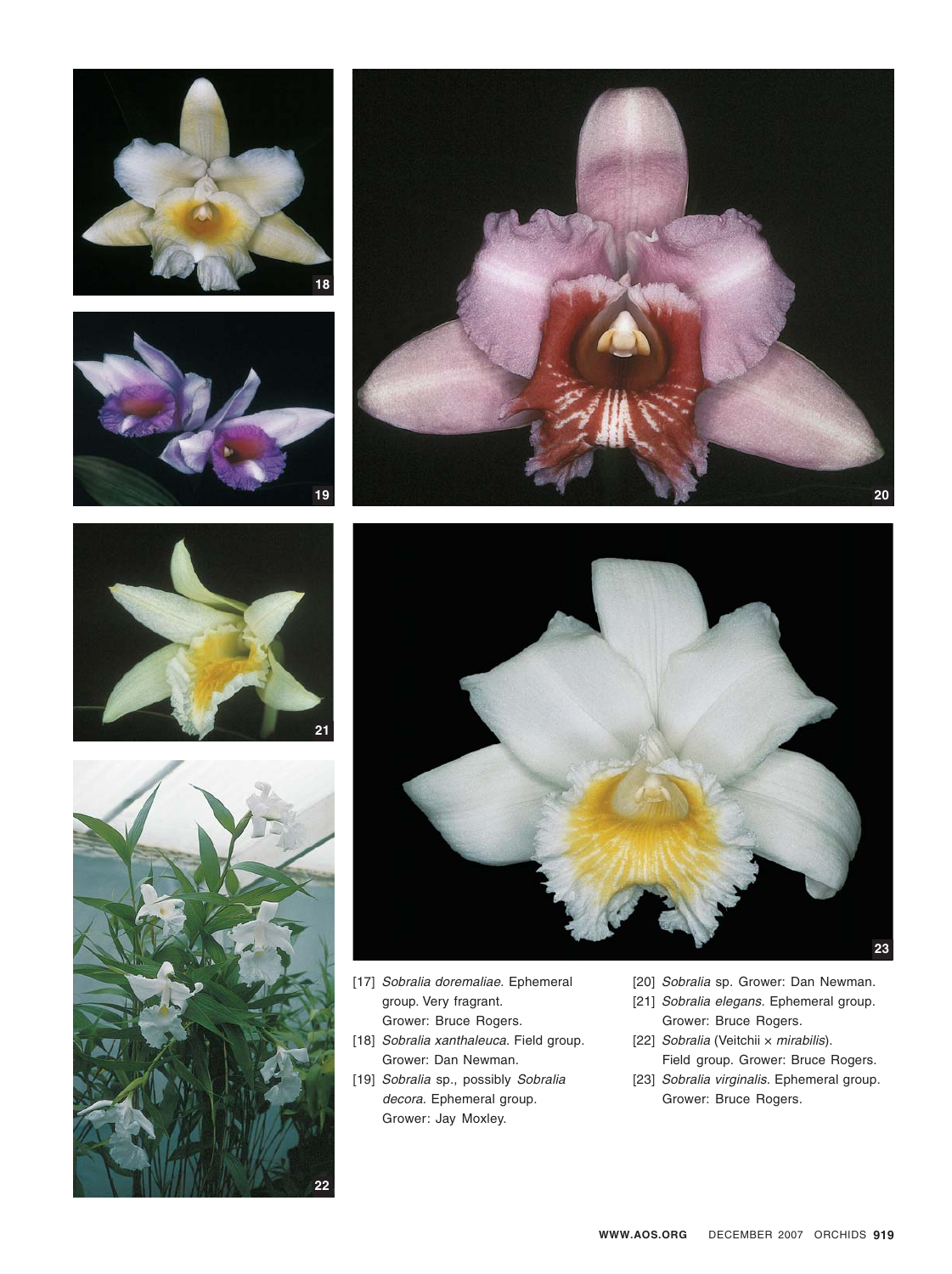[17] *Sobralia doremaliae*. Ephemeral group. Very fragrant. Grower: Bruce Rogers.

[18] *Sobralia xanthaleuca*. Field group. Grower: Dan Newman.

[19] *Sobralia* sp., possibly *Sobralia decora*. Ephemeral group. Grower: Jay Moxley.

[20] *Sobralia* sp. Grower: Dan Newman.

[21] *Sobralia elegans*. Ephemeral group. Grower: Bruce Rogers.

[22] *Sobralia* (Veitchii × *mirabilis*). Field group. Grower: Bruce Rogers.

[23] *Sobralia virginalis*. Ephemeral group. Grower: Bruce Rogers.